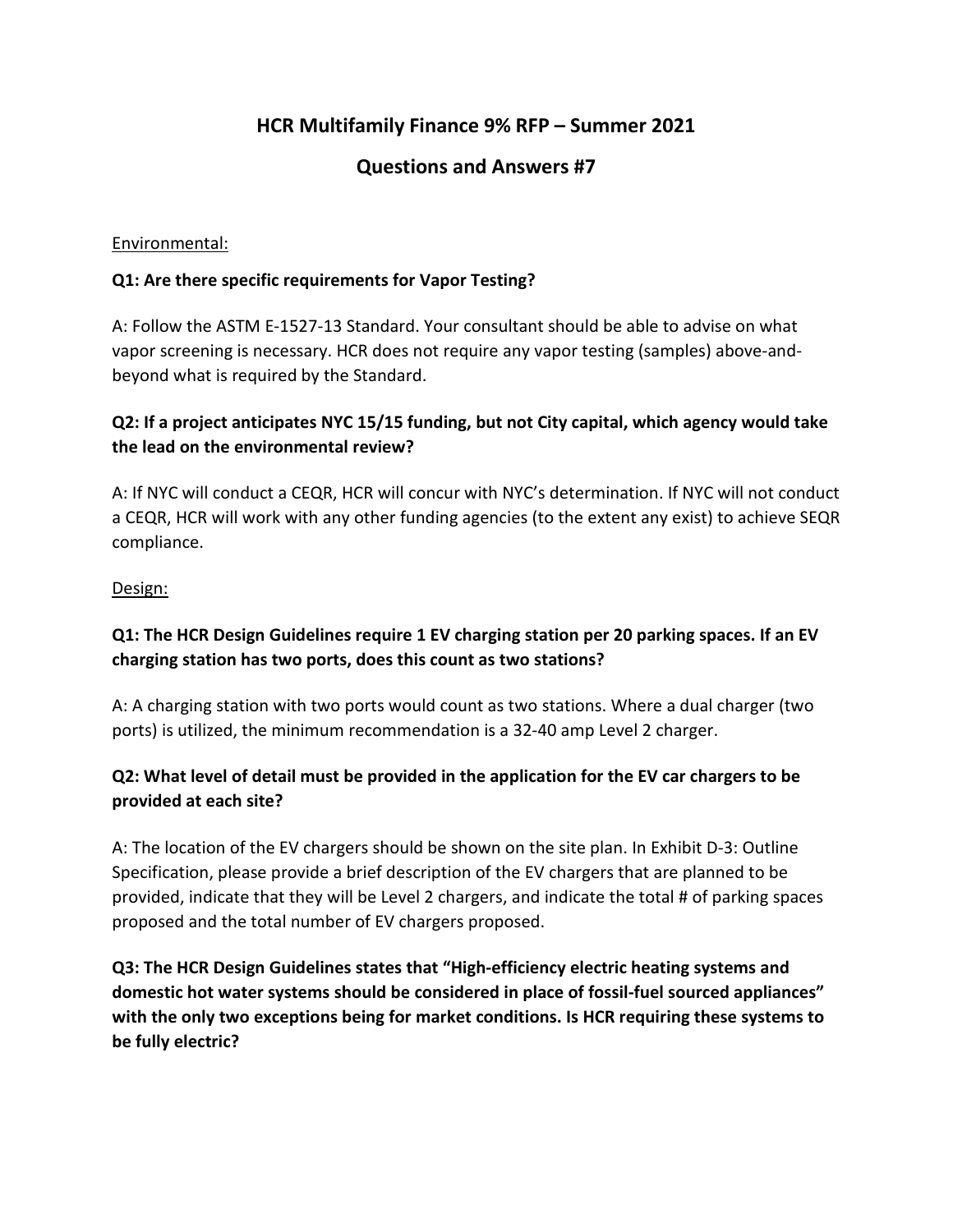# HCR Multifamily Finance 9% RFP – Summer 2021

## Questions and Answers #7

Environmental:

**Q1: Are there specific requirements for Vapor Testing?**

A: Follow the ASTM E-1527-13 Standard. Your consultant should be able to advise on what vapor screening is necessary. HCR does not require any vapor testing (samples) above-and-beyond what is required by the Standard.

**Q2: If a project anticipates NYC 15/15 funding, but not City capital, which agency would take the lead on the environmental review?**

A: If NYC will conduct a CEQR, HCR will concur with NYC's determination. If NYC will not conduct a CEQR, HCR will work with any other funding agencies (to the extent any exist) to achieve SEQR compliance.

Design:

**Q1: The HCR Design Guidelines require 1 EV charging station per 20 parking spaces. If an EV charging station has two ports, does this count as two stations?**

A: A charging station with two ports would count as two stations. Where a dual charger (two ports) is utilized, the minimum recommendation is a 32-40 amp Level 2 charger.

**Q2: What level of detail must be provided in the application for the EV car chargers to be provided at each site?**

A: The location of the EV chargers should be shown on the site plan. In Exhibit D-3: Outline Specification, please provide a brief description of the EV chargers that are planned to be provided, indicate that they will be Level 2 chargers, and indicate the total # of parking spaces proposed and the total number of EV chargers proposed.

**Q3: The HCR Design Guidelines states that "High-efficiency electric heating systems and domestic hot water systems should be considered in place of fossil-fuel sourced appliances" with the only two exceptions being for market conditions. Is HCR requiring these systems to be fully electric?**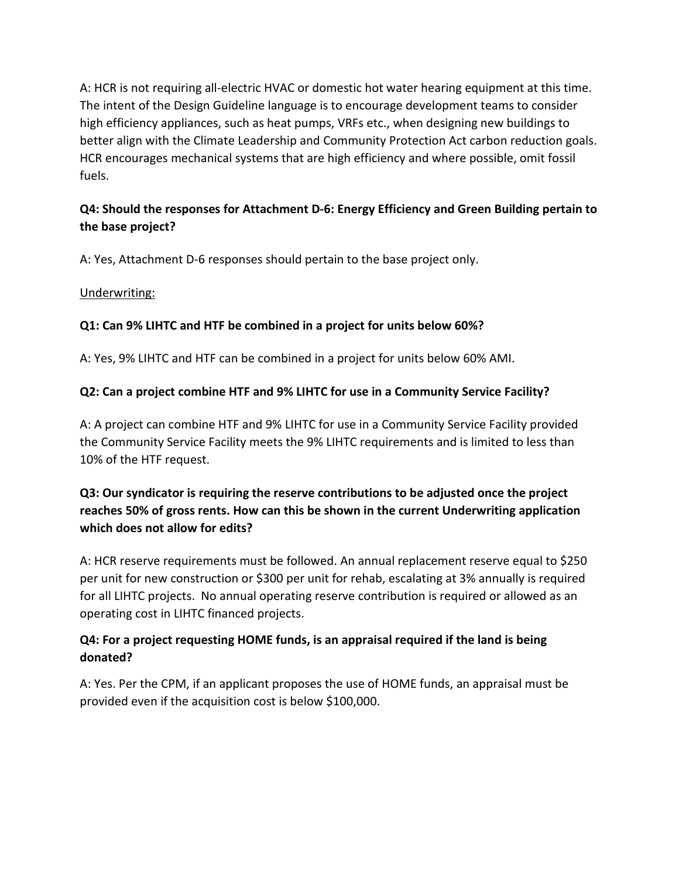A: HCR is not requiring all-electric HVAC or domestic hot water hearing equipment at this time. The intent of the Design Guideline language is to encourage development teams to consider high efficiency appliances, such as heat pumps, VRFs etc., when designing new buildings to better align with the Climate Leadership and Community Protection Act carbon reduction goals. HCR encourages mechanical systems that are high efficiency and where possible, omit fossil fuels.

**Q4: Should the responses for Attachment D-6: Energy Efficiency and Green Building pertain to the base project?**

A: Yes, Attachment D-6 responses should pertain to the base project only.

<u>Underwriting:</u>

**Q1: Can 9% LIHTC and HTF be combined in a project for units below 60%?**

A: Yes, 9% LIHTC and HTF can be combined in a project for units below 60% AMI.

**Q2: Can a project combine HTF and 9% LIHTC for use in a Community Service Facility?**

A: A project can combine HTF and 9% LIHTC for use in a Community Service Facility provided the Community Service Facility meets the 9% LIHTC requirements and is limited to less than 10% of the HTF request.

**Q3: Our syndicator is requiring the reserve contributions to be adjusted once the project reaches 50% of gross rents. How can this be shown in the current Underwriting application which does not allow for edits?**

A: HCR reserve requirements must be followed. An annual replacement reserve equal to $250 per unit for new construction or $300 per unit for rehab, escalating at 3% annually is required for all LIHTC projects. No annual operating reserve contribution is required or allowed as an operating cost in LIHTC financed projects.

**Q4: For a project requesting HOME funds, is an appraisal required if the land is being donated?**

A: Yes. Per the CPM, if an applicant proposes the use of HOME funds, an appraisal must be provided even if the acquisition cost is below $100,000.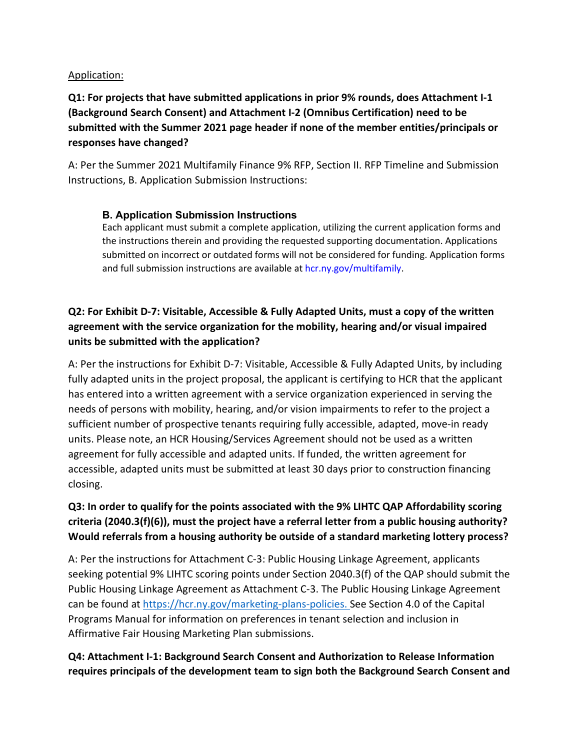Application:

**Q1: For projects that have submitted applications in prior 9% rounds, does Attachment I-1 (Background Search Consent) and Attachment I-2 (Omnibus Certification) need to be submitted with the Summer 2021 page header if none of the member entities/principals or responses have changed?**

A: Per the Summer 2021 Multifamily Finance 9% RFP, Section II. RFP Timeline and Submission Instructions, B. Application Submission Instructions:

> **B. Application Submission Instructions**
> Each applicant must submit a complete application, utilizing the current application forms and the instructions therein and providing the requested supporting documentation. Applications submitted on incorrect or outdated forms will not be considered for funding. Application forms and full submission instructions are available at hcr.ny.gov/multifamily.

**Q2: For Exhibit D-7: Visitable, Accessible & Fully Adapted Units, must a copy of the written agreement with the service organization for the mobility, hearing and/or visual impaired units be submitted with the application?**

A: Per the instructions for Exhibit D-7: Visitable, Accessible & Fully Adapted Units, by including fully adapted units in the project proposal, the applicant is certifying to HCR that the applicant has entered into a written agreement with a service organization experienced in serving the needs of persons with mobility, hearing, and/or vision impairments to refer to the project a sufficient number of prospective tenants requiring fully accessible, adapted, move-in ready units. Please note, an HCR Housing/Services Agreement should not be used as a written agreement for fully accessible and adapted units. If funded, the written agreement for accessible, adapted units must be submitted at least 30 days prior to construction financing closing.

**Q3: In order to qualify for the points associated with the 9% LIHTC QAP Affordability scoring criteria (2040.3(f)(6)), must the project have a referral letter from a public housing authority? Would referrals from a housing authority be outside of a standard marketing lottery process?**

A: Per the instructions for Attachment C-3: Public Housing Linkage Agreement, applicants seeking potential 9% LIHTC scoring points under Section 2040.3(f) of the QAP should submit the Public Housing Linkage Agreement as Attachment C-3. The Public Housing Linkage Agreement can be found at https://hcr.ny.gov/marketing-plans-policies. See Section 4.0 of the Capital Programs Manual for information on preferences in tenant selection and inclusion in Affirmative Fair Housing Marketing Plan submissions.

**Q4: Attachment I-1: Background Search Consent and Authorization to Release Information requires principals of the development team to sign both the Background Search Consent and**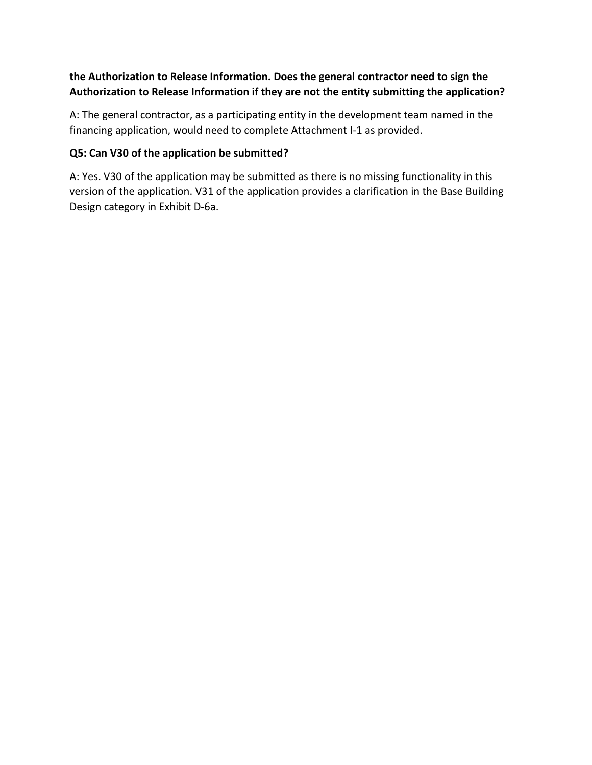**the Authorization to Release Information. Does the general contractor need to sign the Authorization to Release Information if they are not the entity submitting the application?**

A: The general contractor, as a participating entity in the development team named in the financing application, would need to complete Attachment I-1 as provided.

**Q5: Can V30 of the application be submitted?**

A: Yes. V30 of the application may be submitted as there is no missing functionality in this version of the application. V31 of the application provides a clarification in the Base Building Design category in Exhibit D-6a.